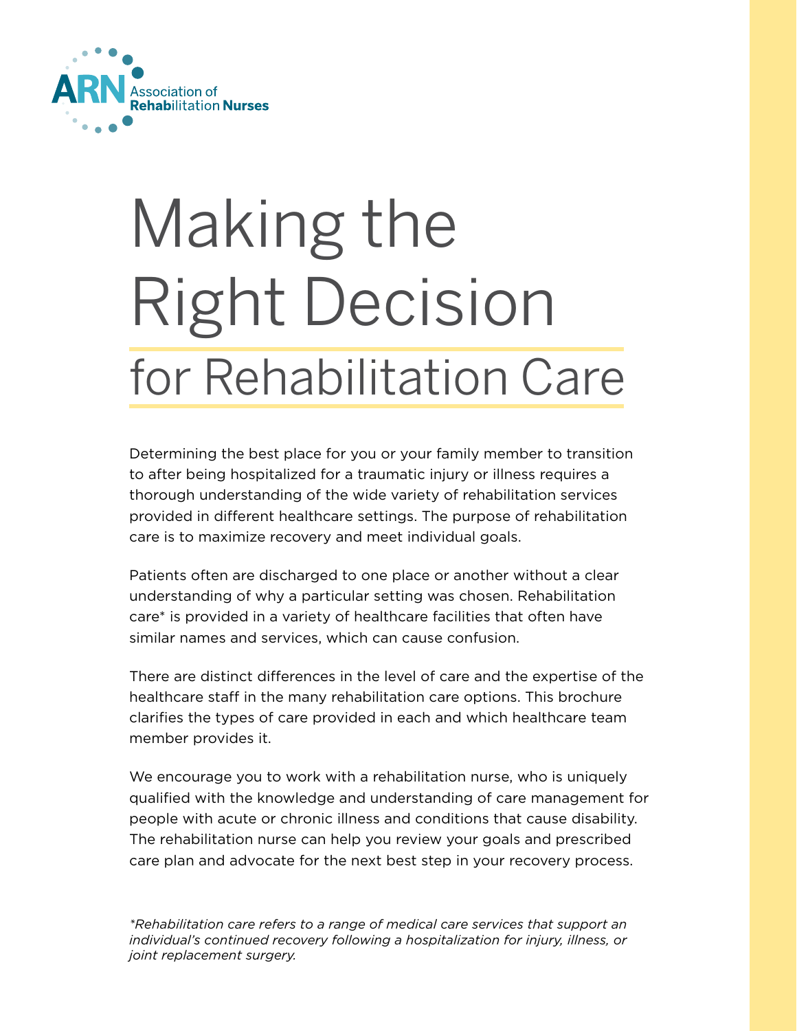ARN Association of Rehabilitation Nurses

# Making the Right Decision

## for Rehabilitation Care

Determining the best place for you or your family member to transition to after being hospitalized for a traumatic injury or illness requires a thorough understanding of the wide variety of rehabilitation services provided in different healthcare settings. The purpose of rehabilitation care is to maximize recovery and meet individual goals.

Patients often are discharged to one place or another without a clear understanding of why a particular setting was chosen. Rehabilitation care* is provided in a variety of healthcare facilities that often have similar names and services, which can cause confusion.

There are distinct differences in the level of care and the expertise of the healthcare staff in the many rehabilitation care options. This brochure clarifies the types of care provided in each and which healthcare team member provides it.

We encourage you to work with a rehabilitation nurse, who is uniquely qualified with the knowledge and understanding of care management for people with acute or chronic illness and conditions that cause disability. The rehabilitation nurse can help you review your goals and prescribed care plan and advocate for the next best step in your recovery process.

*\*Rehabilitation care refers to a range of medical care services that support an individual's continued recovery following a hospitalization for injury, illness, or joint replacement surgery.*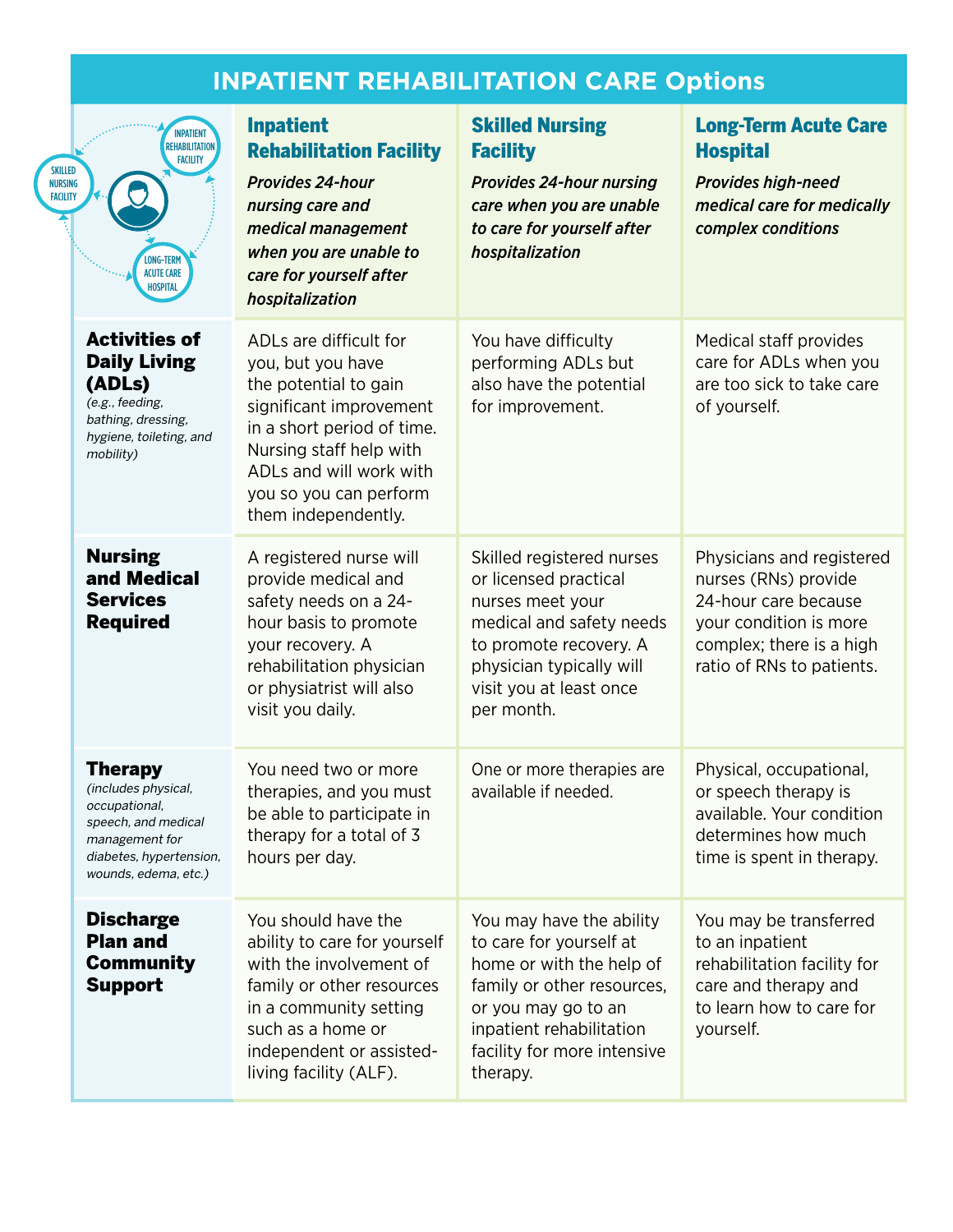# INPATIENT REHABILITATION CARE Options

| | **Inpatient Rehabilitation Facility**<br>*Provides 24-hour nursing care and medical management when you are unable to care for yourself after hospitalization* | **Skilled Nursing Facility**<br>*Provides 24-hour nursing care when you are unable to care for yourself after hospitalization* | **Long-Term Acute Care Hospital**<br>*Provides high-need medical care for medically complex conditions* |
|---|---|---|---|
| **Activities of Daily Living (ADLs)**<br>*(e.g., feeding, bathing, dressing, hygiene, toileting, and mobility)* | ADLs are difficult for you, but you have the potential to gain significant improvement in a short period of time. Nursing staff help with ADLs and will work with you so you can perform them independently. | You have difficulty performing ADLs but also have the potential for improvement. | Medical staff provides care for ADLs when you are too sick to take care of yourself. |
| **Nursing and Medical Services Required** | A registered nurse will provide medical and safety needs on a 24-hour basis to promote your recovery. A rehabilitation physician or physiatrist will also visit you daily. | Skilled registered nurses or licensed practical nurses meet your medical and safety needs to promote recovery. A physician typically will visit you at least once per month. | Physicians and registered nurses (RNs) provide 24-hour care because your condition is more complex; there is a high ratio of RNs to patients. |
| **Therapy**<br>*(includes physical, occupational, speech, and medical management for diabetes, hypertension, wounds, edema, etc.)* | You need two or more therapies, and you must be able to participate in therapy for a total of 3 hours per day. | One or more therapies are available if needed. | Physical, occupational, or speech therapy is available. Your condition determines how much time is spent in therapy. |
| **Discharge Plan and Community Support** | You should have the ability to care for yourself with the involvement of family or other resources in a community setting such as a home or independent or assisted-living facility (ALF). | You may have the ability to care for yourself at home or with the help of family or other resources, or you may go to an inpatient rehabilitation facility for more intensive therapy. | You may be transferred to an inpatient rehabilitation facility for care and therapy and to learn how to care for yourself. |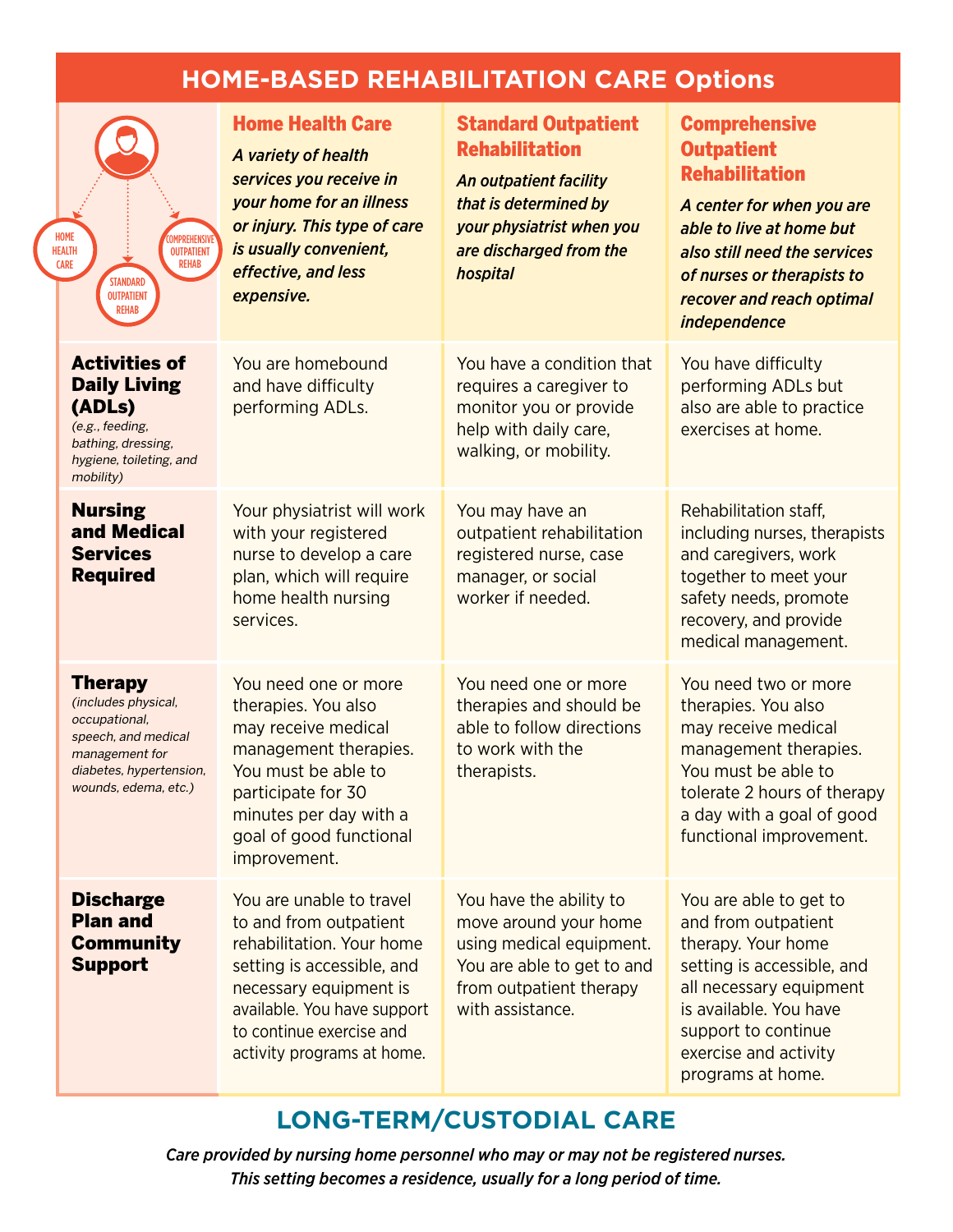# HOME-BASED REHABILITATION CARE Options

| | **Home Health Care** *A variety of health services you receive in your home for an illness or injury. This type of care is usually convenient, effective, and less expensive.* | **Standard Outpatient Rehabilitation** *An outpatient facility that is determined by your physiatrist when you are discharged from the hospital* | **Comprehensive Outpatient Rehabilitation** *A center for when you are able to live at home but also still need the services of nurses or therapists to recover and reach optimal independence* |
|---|---|---|---|
| **Activities of Daily Living (ADLs)** *(e.g., feeding, bathing, dressing, hygiene, toileting, and mobility)* | You are homebound and have difficulty performing ADLs. | You have a condition that requires a caregiver to monitor you or provide help with daily care, walking, or mobility. | You have difficulty performing ADLs but also are able to practice exercises at home. |
| **Nursing and Medical Services Required** | Your physiatrist will work with your registered nurse to develop a care plan, which will require home health nursing services. | You may have an outpatient rehabilitation registered nurse, case manager, or social worker if needed. | Rehabilitation staff, including nurses, therapists and caregivers, work together to meet your safety needs, promote recovery, and provide medical management. |
| **Therapy** *(includes physical, occupational, speech, and medical management for diabetes, hypertension, wounds, edema, etc.)* | You need one or more therapies. You also may receive medical management therapies. You must be able to participate for 30 minutes per day with a goal of good functional improvement. | You need one or more therapies and should be able to follow directions to work with the therapists. | You need two or more therapies. You also may receive medical management therapies. You must be able to tolerate 2 hours of therapy a day with a goal of good functional improvement. |
| **Discharge Plan and Community Support** | You are unable to travel to and from outpatient rehabilitation. Your home setting is accessible, and necessary equipment is available. You have support to continue exercise and activity programs at home. | You have the ability to move around your home using medical equipment. You are able to get to and from outpatient therapy with assistance. | You are able to get to and from outpatient therapy. Your home setting is accessible, and all necessary equipment is available. You have support to continue exercise and activity programs at home. |

## LONG-TERM/CUSTODIAL CARE

*Care provided by nursing home personnel who may or may not be registered nurses. This setting becomes a residence, usually for a long period of time.*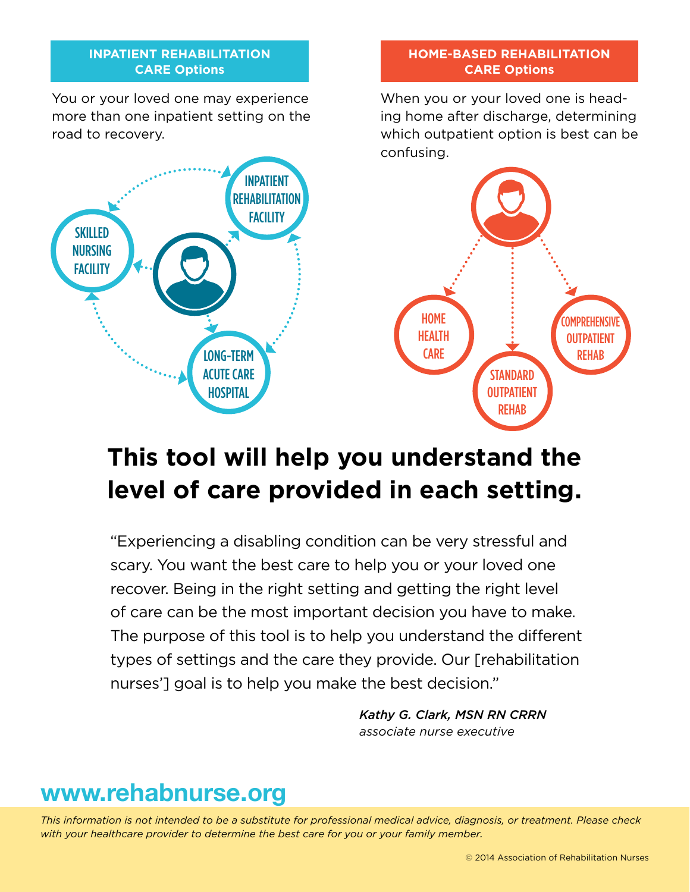## INPATIENT REHABILITATION CARE Options

You or your loved one may experience more than one inpatient setting on the road to recovery.

INPATIENT REHABILITATION FACILITY

SKILLED NURSING FACILITY

LONG-TERM ACUTE CARE HOSPITAL

## HOME-BASED REHABILITATION CARE Options

When you or your loved one is heading home after discharge, determining which outpatient option is best can be confusing.

HOME HEALTH CARE

STANDARD OUTPATIENT REHAB

COMPREHENSIVE OUTPATIENT REHAB

# This tool will help you understand the level of care provided in each setting.

"Experiencing a disabling condition can be very stressful and scary. You want the best care to help you or your loved one recover. Being in the right setting and getting the right level of care can be the most important decision you have to make. The purpose of this tool is to help you understand the different types of settings and the care they provide. Our [rehabilitation nurses'] goal is to help you make the best decision."

*Kathy G. Clark, MSN RN CRRN*
*associate nurse executive*

## www.rehabnurse.org

*This information is not intended to be a substitute for professional medical advice, diagnosis, or treatment. Please check with your healthcare provider to determine the best care for you or your family member.*

© 2014 Association of Rehabilitation Nurses